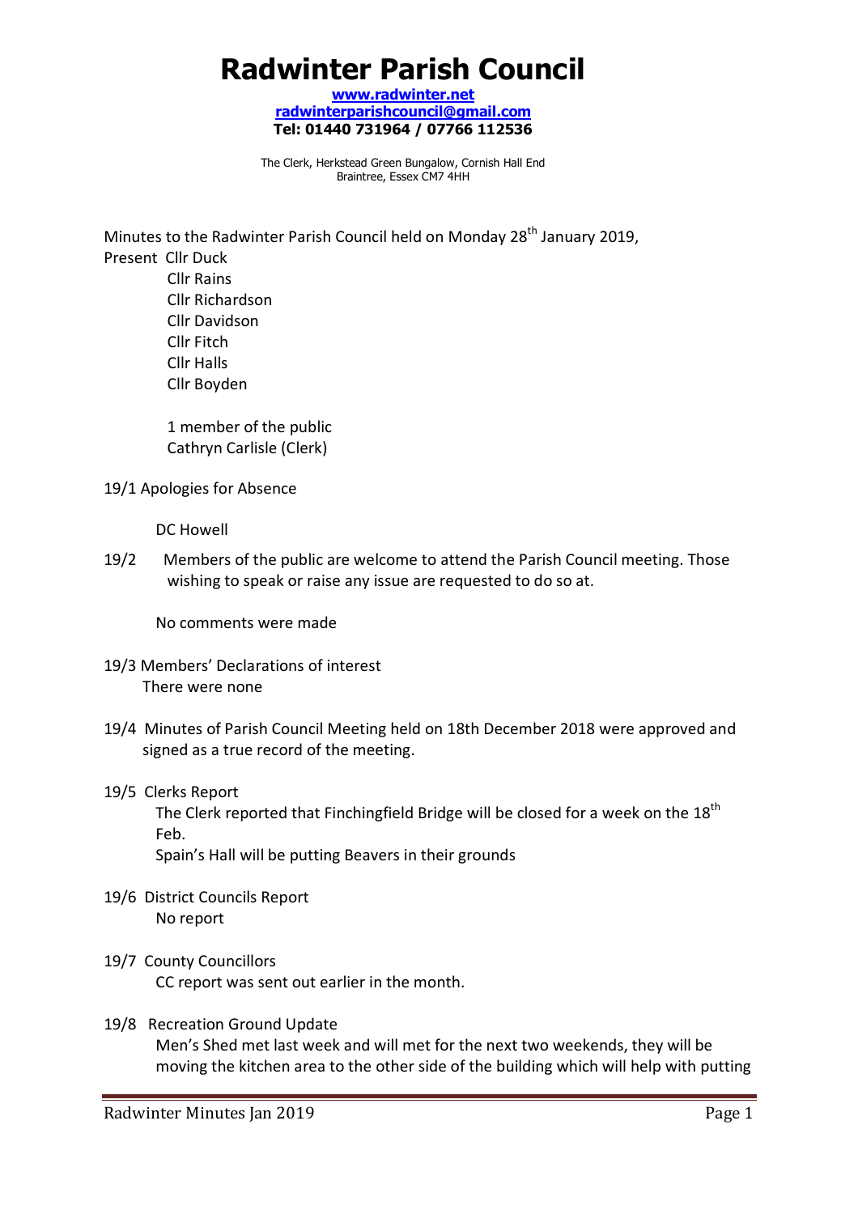# Radwinter Parish Council

**www.radwinter.net**
**radwinterparishcouncil@gmail.com**
**Tel: 01440 731964 / 07766 112536**

The Clerk, Herkstead Green Bungalow, Cornish Hall End
Braintree, Essex CM7 4HH

Minutes to the Radwinter Parish Council held on Monday 28th January 2019,

Present Cllr Duck
Cllr Rains
Cllr Richardson
Cllr Davidson
Cllr Fitch
Cllr Halls
Cllr Boyden

1 member of the public
Cathryn Carlisle (Clerk)

19/1 Apologies for Absence

DC Howell

19/2 Members of the public are welcome to attend the Parish Council meeting. Those wishing to speak or raise any issue are requested to do so at.

No comments were made

19/3 Members' Declarations of interest
There were none

19/4 Minutes of Parish Council Meeting held on 18th December 2018 were approved and signed as a true record of the meeting.

19/5 Clerks Report
The Clerk reported that Finchingfield Bridge will be closed for a week on the 18th Feb.
Spain's Hall will be putting Beavers in their grounds

19/6 District Councils Report
No report

19/7 County Councillors
CC report was sent out earlier in the month.

19/8 Recreation Ground Update
Men's Shed met last week and will met for the next two weekends, they will be moving the kitchen area to the other side of the building which will help with putting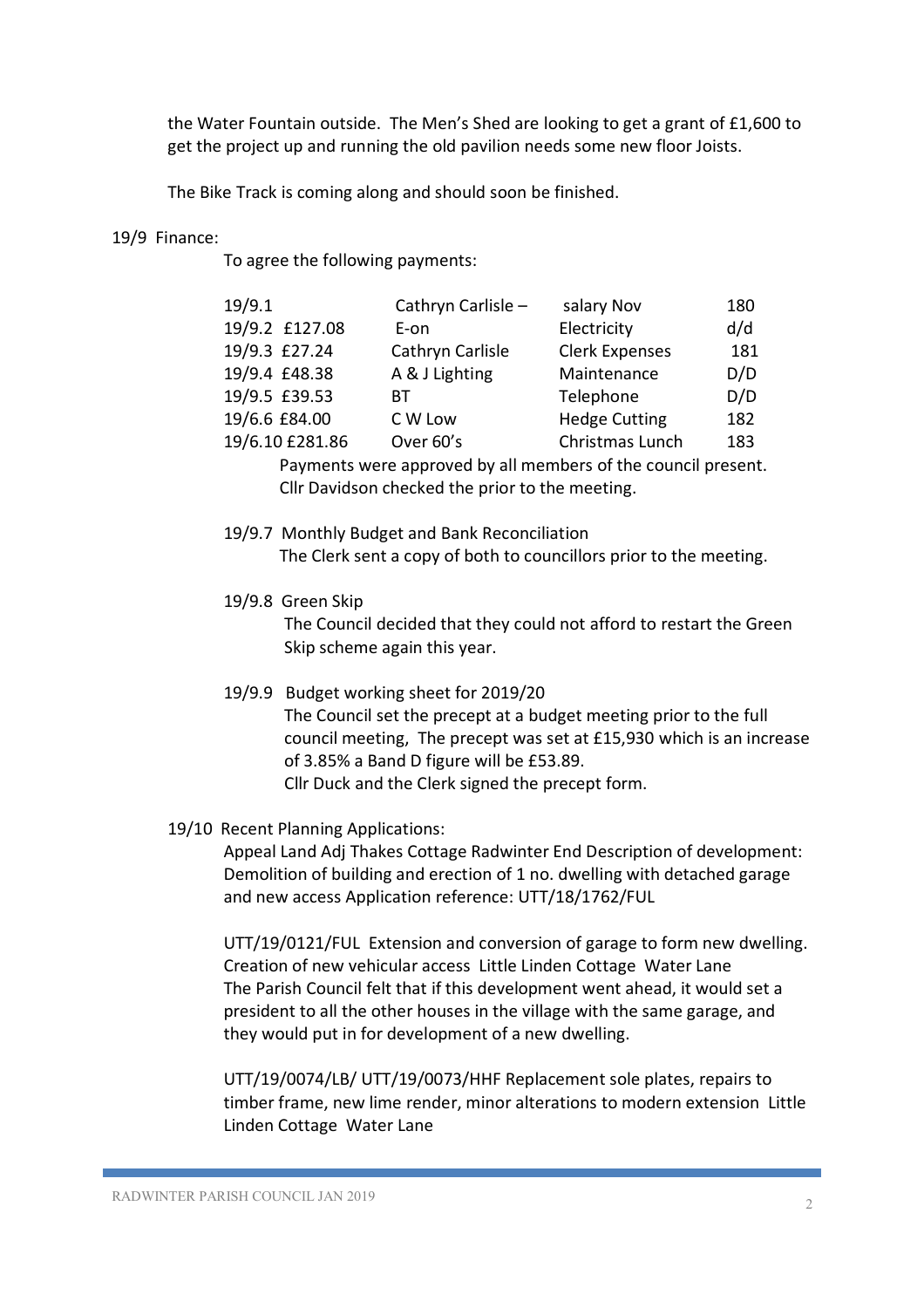the Water Fountain outside. The Men's Shed are looking to get a grant of £1,600 to get the project up and running the old pavilion needs some new floor Joists.

The Bike Track is coming along and should soon be finished.

19/9 Finance:

To agree the following payments:

| | | | |
|---|---|---|---|
| 19/9.1 | Cathryn Carlisle – | salary Nov | 180 |
| 19/9.2 £127.08 | E-on | Electricity | d/d |
| 19/9.3 £27.24 | Cathryn Carlisle | Clerk Expenses | 181 |
| 19/9.4 £48.38 | A & J Lighting | Maintenance | D/D |
| 19/9.5 £39.53 | BT | Telephone | D/D |
| 19/6.6 £84.00 | C W Low | Hedge Cutting | 182 |
| 19/6.10 £281.86 | Over 60's | Christmas Lunch | 183 |

Payments were approved by all members of the council present.
Cllr Davidson checked the prior to the meeting.

19/9.7 Monthly Budget and Bank Reconciliation
The Clerk sent a copy of both to councillors prior to the meeting.

19/9.8 Green Skip
The Council decided that they could not afford to restart the Green Skip scheme again this year.

19/9.9 Budget working sheet for 2019/20
The Council set the precept at a budget meeting prior to the full council meeting, The precept was set at £15,930 which is an increase of 3.85% a Band D figure will be £53.89.
Cllr Duck and the Clerk signed the precept form.

19/10 Recent Planning Applications:

Appeal Land Adj Thakes Cottage Radwinter End Description of development: Demolition of building and erection of 1 no. dwelling with detached garage and new access Application reference: UTT/18/1762/FUL

UTT/19/0121/FUL Extension and conversion of garage to form new dwelling. Creation of new vehicular access Little Linden Cottage Water Lane
The Parish Council felt that if this development went ahead, it would set a president to all the other houses in the village with the same garage, and they would put in for development of a new dwelling.

UTT/19/0074/LB/ UTT/19/0073/HHF Replacement sole plates, repairs to timber frame, new lime render, minor alterations to modern extension Little Linden Cottage Water Lane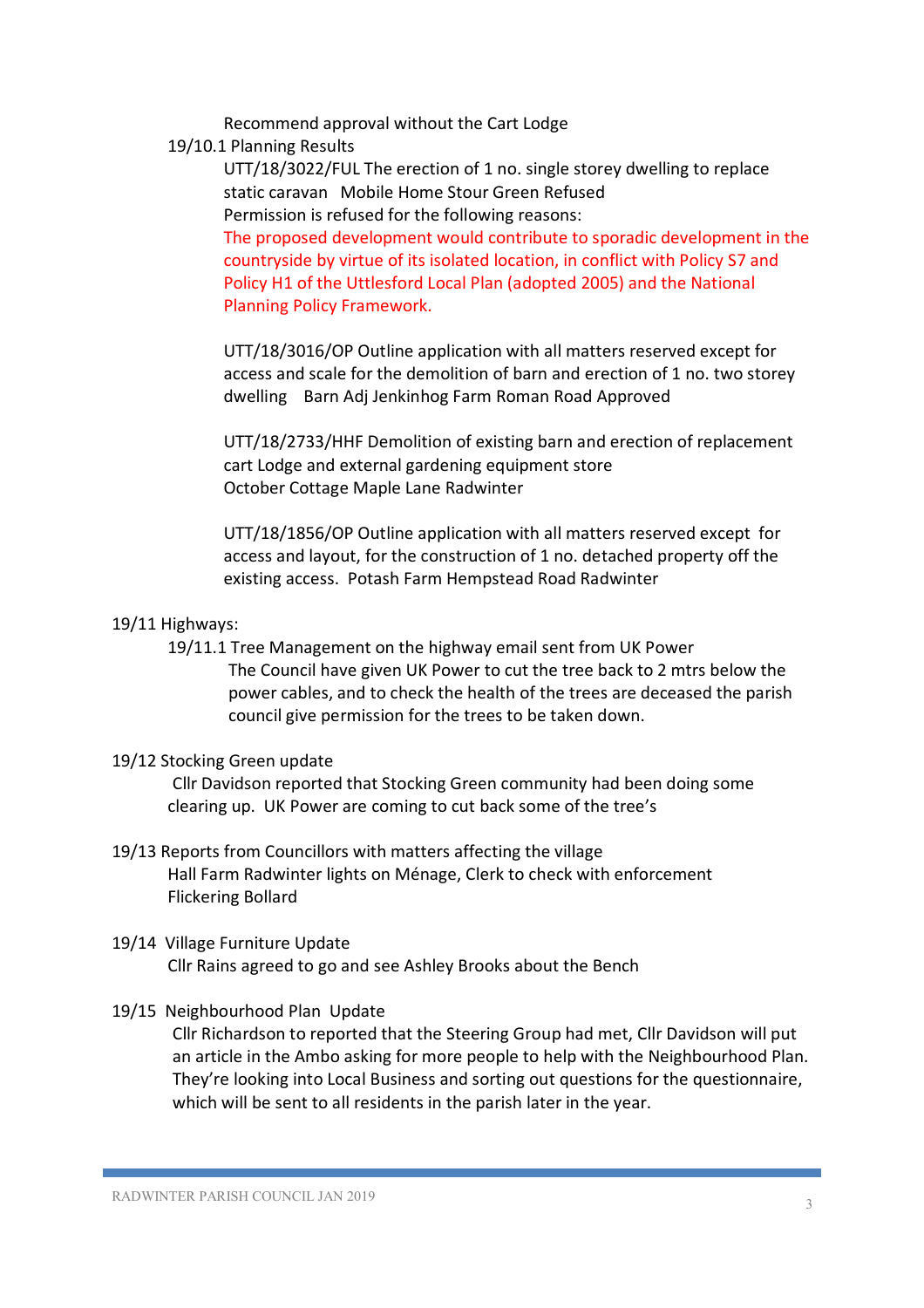Recommend approval without the Cart Lodge

19/10.1 Planning Results

UTT/18/3022/FUL The erection of 1 no. single storey dwelling to replace static caravan   Mobile Home Stour Green Refused

Permission is refused for the following reasons:

The proposed development would contribute to sporadic development in the countryside by virtue of its isolated location, in conflict with Policy S7 and Policy H1 of the Uttlesford Local Plan (adopted 2005) and the National Planning Policy Framework.

UTT/18/3016/OP Outline application with all matters reserved except for access and scale for the demolition of barn and erection of 1 no. two storey dwelling   Barn Adj Jenkinhog Farm Roman Road Approved

UTT/18/2733/HHF Demolition of existing barn and erection of replacement cart Lodge and external gardening equipment store

October Cottage Maple Lane Radwinter

UTT/18/1856/OP Outline application with all matters reserved except for access and layout, for the construction of 1 no. detached property off the existing access.  Potash Farm Hempstead Road Radwinter

19/11 Highways:

19/11.1 Tree Management on the highway email sent from UK Power

The Council have given UK Power to cut the tree back to 2 mtrs below the power cables, and to check the health of the trees are deceased the parish council give permission for the trees to be taken down.

19/12 Stocking Green update

Cllr Davidson reported that Stocking Green community had been doing some clearing up.  UK Power are coming to cut back some of the tree's

19/13 Reports from Councillors with matters affecting the village

Hall Farm Radwinter lights on Ménage, Clerk to check with enforcement

Flickering Bollard

19/14  Village Furniture Update

Cllr Rains agreed to go and see Ashley Brooks about the Bench

19/15  Neighbourhood Plan  Update

Cllr Richardson to reported that the Steering Group had met, Cllr Davidson will put an article in the Ambo asking for more people to help with the Neighbourhood Plan. They're looking into Local Business and sorting out questions for the questionnaire, which will be sent to all residents in the parish later in the year.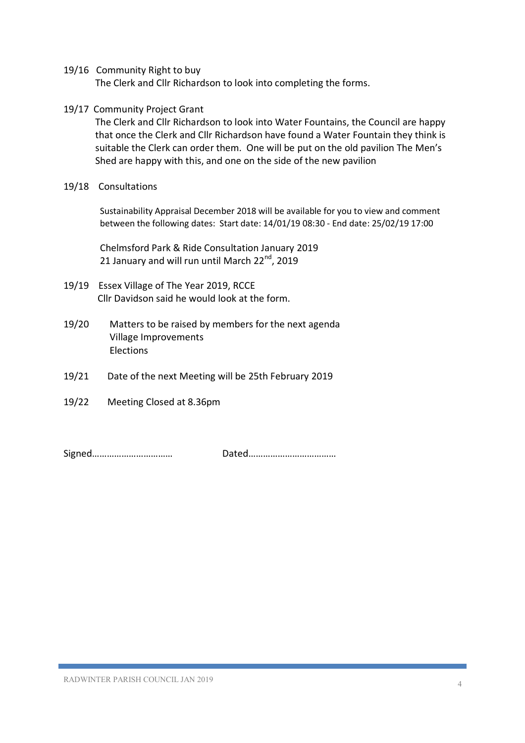19/16 Community Right to buy

The Clerk and Cllr Richardson to look into completing the forms.

19/17 Community Project Grant

The Clerk and Cllr Richardson to look into Water Fountains, the Council are happy that once the Clerk and Cllr Richardson have found a Water Fountain they think is suitable the Clerk can order them. One will be put on the old pavilion The Men's Shed are happy with this, and one on the side of the new pavilion

19/18 Consultations

Sustainability Appraisal December 2018 will be available for you to view and comment between the following dates: Start date: 14/01/19 08:30 - End date: 25/02/19 17:00

Chelmsford Park & Ride Consultation January 2019
21 January and will run until March 22nd, 2019

19/19 Essex Village of The Year 2019, RCCE

Cllr Davidson said he would look at the form.

19/20 Matters to be raised by members for the next agenda

Village Improvements
Elections

19/21 Date of the next Meeting will be 25th February 2019

19/22 Meeting Closed at 8.36pm

Signed…………………………… Dated………………………………